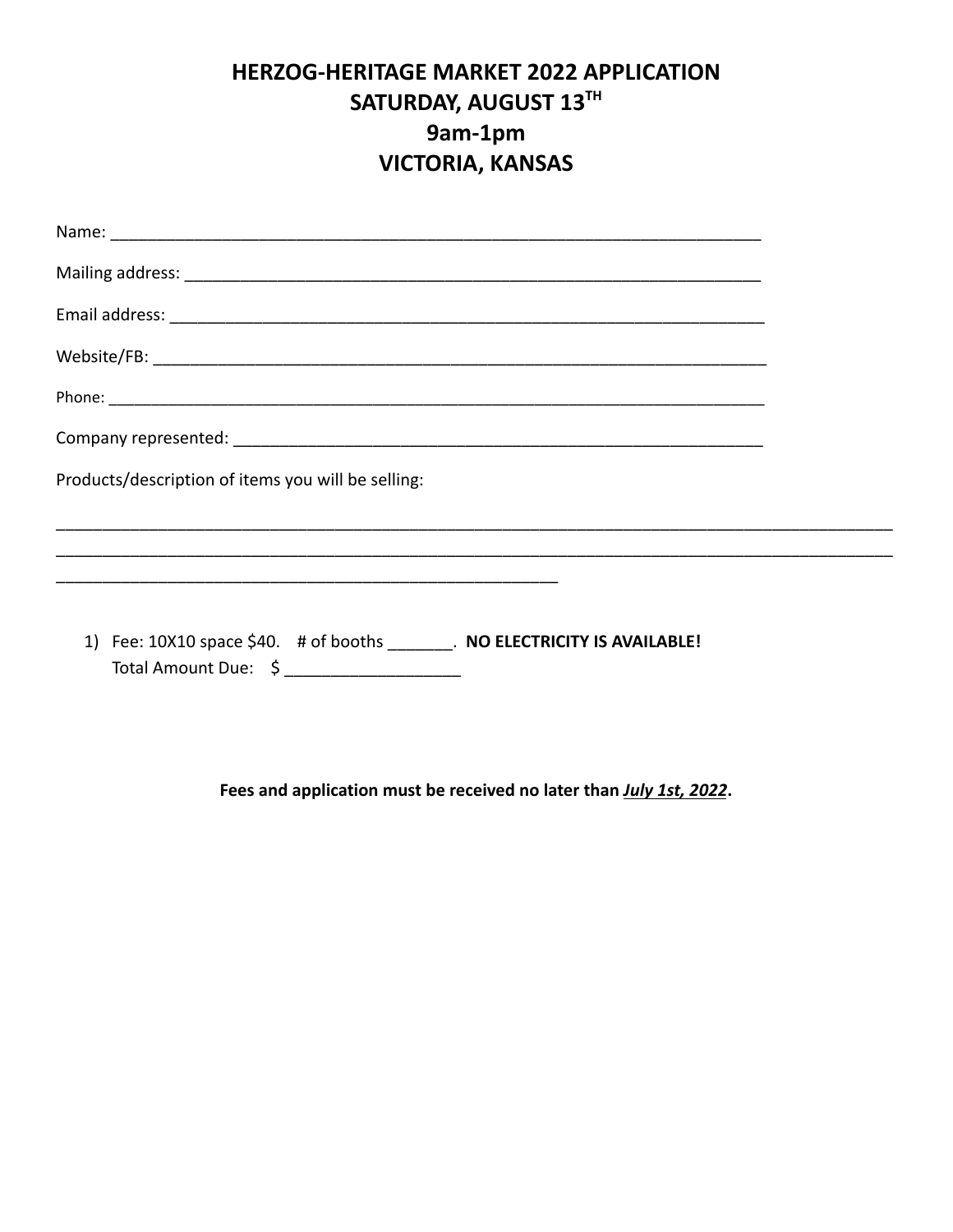# HERZOG-HERITAGE MARKET 2022 APPLICATION
# SATURDAY, AUGUST 13TH
# 9am-1pm
# VICTORIA, KANSAS

Name: ______________________________________________________________________

Mailing address: ______________________________________________________________

Email address: ________________________________________________________________

Website/FB: __________________________________________________________________

Phone: ______________________________________________________________________

Company represented: ___________________________________________________________

Products/description of items you will be selling:

_____________________________________________________________________________________________
_____________________________________________________________________________________________
_______________________________________________________

1) Fee: 10X10 space $40.    # of booths _______.  **NO ELECTRICITY IS AVAILABLE!**
   Total Amount Due:    $ __________________

**Fees and application must be received no later than *July 1st, 2022*.**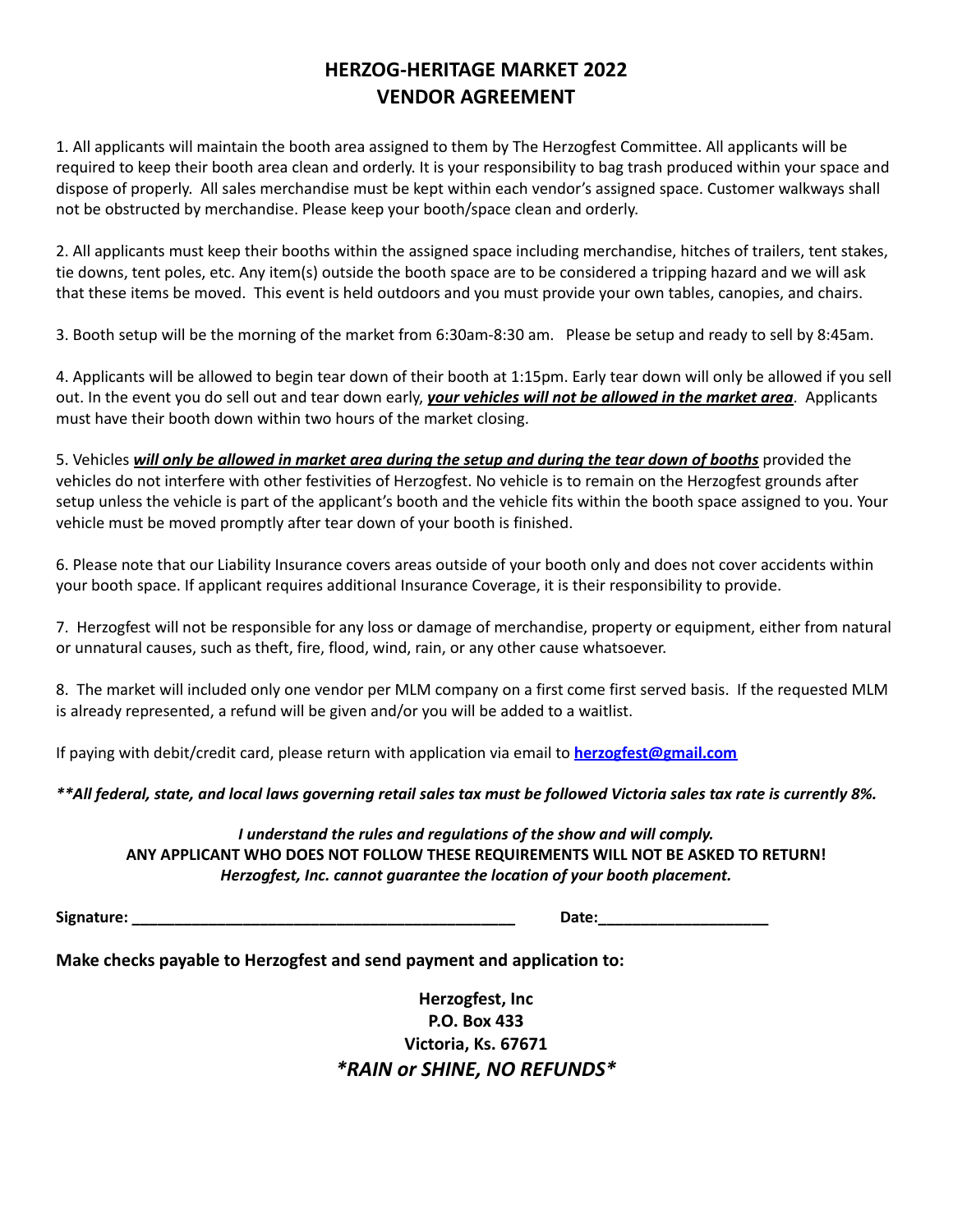# HERZOG-HERITAGE MARKET 2022
# VENDOR AGREEMENT

1. All applicants will maintain the booth area assigned to them by The Herzogfest Committee. All applicants will be required to keep their booth area clean and orderly. It is your responsibility to bag trash produced within your space and dispose of properly. All sales merchandise must be kept within each vendor's assigned space. Customer walkways shall not be obstructed by merchandise. Please keep your booth/space clean and orderly.

2. All applicants must keep their booths within the assigned space including merchandise, hitches of trailers, tent stakes, tie downs, tent poles, etc. Any item(s) outside the booth space are to be considered a tripping hazard and we will ask that these items be moved. This event is held outdoors and you must provide your own tables, canopies, and chairs.

3. Booth setup will be the morning of the market from 6:30am-8:30 am. Please be setup and ready to sell by 8:45am.

4. Applicants will be allowed to begin tear down of their booth at 1:15pm. Early tear down will only be allowed if you sell out. In the event you do sell out and tear down early, ***your vehicles will not be allowed in the market area***. Applicants must have their booth down within two hours of the market closing.

5. Vehicles ***will only be allowed in market area during the setup and during the tear down of booths*** provided the vehicles do not interfere with other festivities of Herzogfest. No vehicle is to remain on the Herzogfest grounds after setup unless the vehicle is part of the applicant's booth and the vehicle fits within the booth space assigned to you. Your vehicle must be moved promptly after tear down of your booth is finished.

6. Please note that our Liability Insurance covers areas outside of your booth only and does not cover accidents within your booth space. If applicant requires additional Insurance Coverage, it is their responsibility to provide.

7. Herzogfest will not be responsible for any loss or damage of merchandise, property or equipment, either from natural or unnatural causes, such as theft, fire, flood, wind, rain, or any other cause whatsoever.

8. The market will included only one vendor per MLM company on a first come first served basis. If the requested MLM is already represented, a refund will be given and/or you will be added to a waitlist.

If paying with debit/credit card, please return with application via email to **herzogfest@gmail.com**

***\*\*All federal, state, and local laws governing retail sales tax must be followed Victoria sales tax rate is currently 8%.***

*I understand the rules and regulations of the show and will comply.*

**ANY APPLICANT WHO DOES NOT FOLLOW THESE REQUIREMENTS WILL NOT BE ASKED TO RETURN!**

*Herzogfest, Inc. cannot guarantee the location of your booth placement.*

**Signature:** ______________________________________________ **Date:**____________________

**Make checks payable to Herzogfest and send payment and application to:**

**Herzogfest, Inc**
**P.O. Box 433**
**Victoria, Ks. 67671**

***\*RAIN or SHINE, NO REFUNDS\****